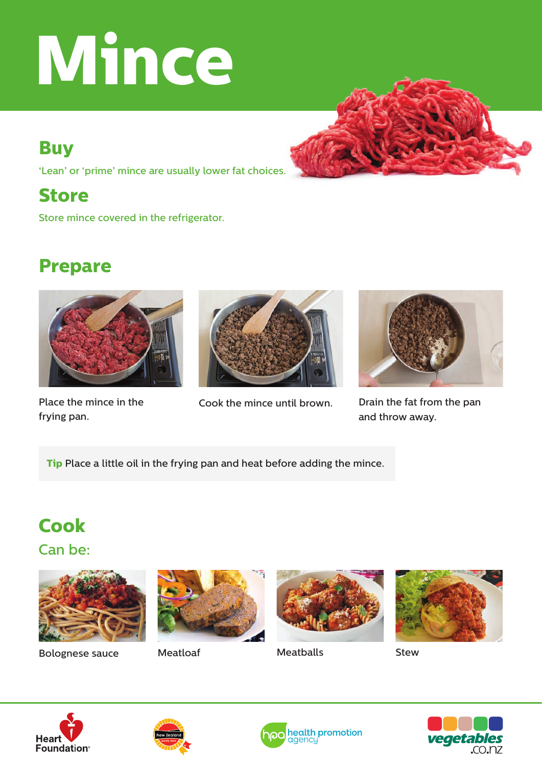# Mince

## Buy

'Lean' or 'prime' mince are usually lower fat choices.

## Store

Store mince covered in the refrigerator.

## Prepare

Place the mince in the frying pan.

Cook the mince until brown.

Drain the fat from the pan and throw away.

**Tip** Place a little oil in the frying pan and heat before adding the mince.

## Cook

### Can be:

Bolognese sauce

Meatloaf

Meatballs

Stew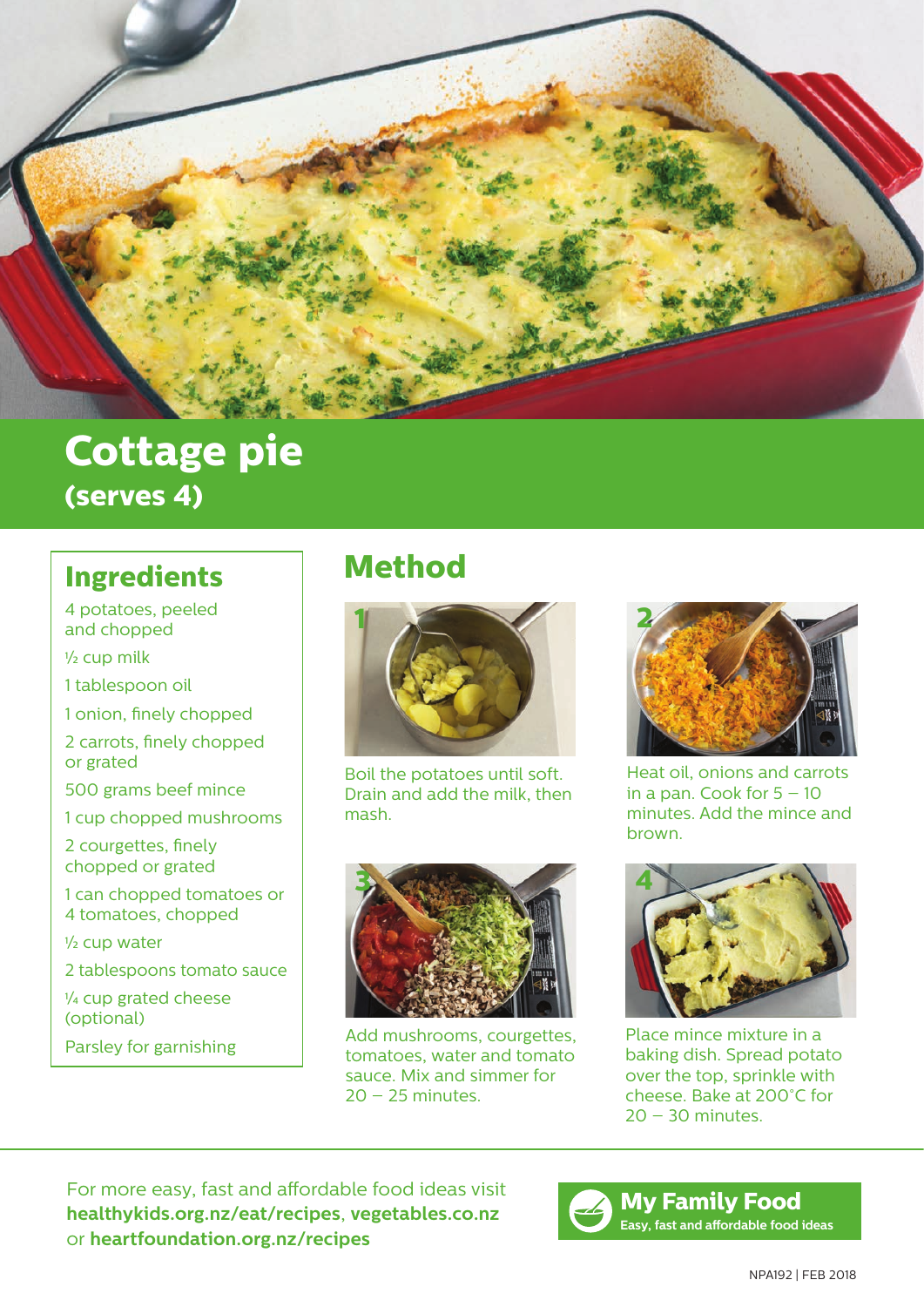# Cottage pie

## (serves 4)

## Ingredients

- 4 potatoes, peeled and chopped
- ½ cup milk
- 1 tablespoon oil
- 1 onion, finely chopped
- 2 carrots, finely chopped or grated
- 500 grams beef mince
- 1 cup chopped mushrooms
- 2 courgettes, finely chopped or grated
- 1 can chopped tomatoes or 4 tomatoes, chopped
- ½ cup water
- 2 tablespoons tomato sauce
- ¼ cup grated cheese (optional)
- Parsley for garnishing

## Method

1. Boil the potatoes until soft. Drain and add the milk, then mash.
2. Heat oil, onions and carrots in a pan. Cook for 5 – 10 minutes. Add the mince and brown.
3. Add mushrooms, courgettes, tomatoes, water and tomato sauce. Mix and simmer for 20 – 25 minutes.
4. Place mince mixture in a baking dish. Spread potato over the top, sprinkle with cheese. Bake at 200°C for 20 – 30 minutes.

For more easy, fast and affordable food ideas visit **healthykids.org.nz/eat/recipes**, **vegetables.co.nz** or **heartfoundation.org.nz/recipes**

**My Family Food**
Easy, fast and affordable food ideas

NPA192 | FEB 2018